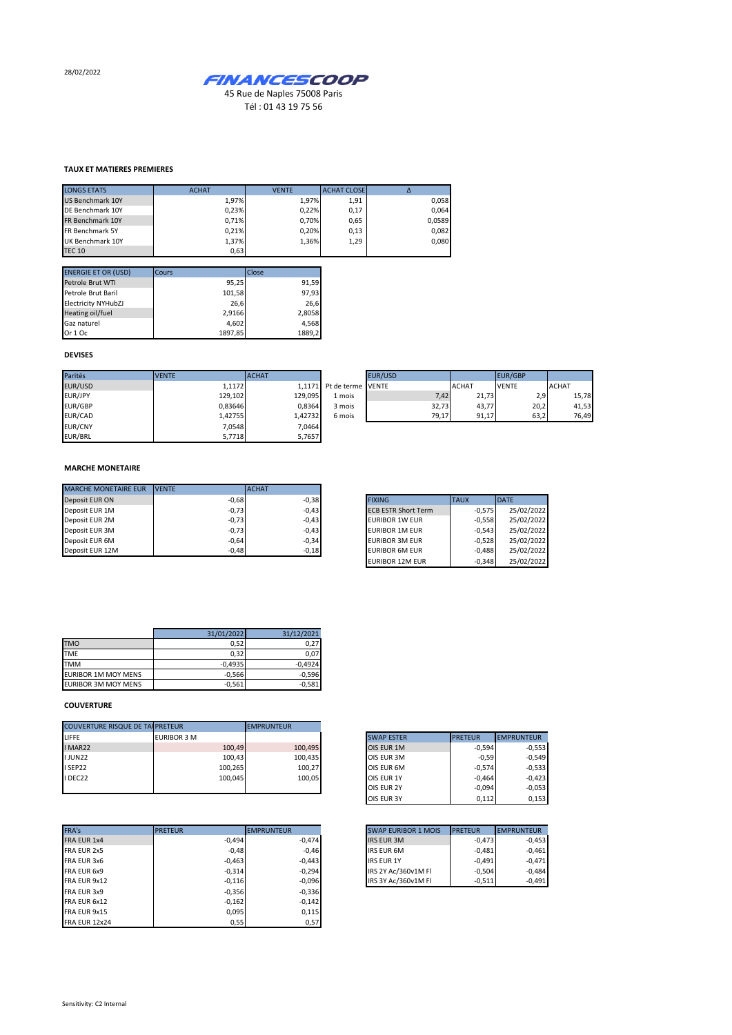28/02/2022

**FINANCESCOOP**

45 Rue de Naples 75008 Paris

Tél : 01 43 19 75 56

### TAUX ET MATIERES PREMIERES

| LONGS ETATS | ACHAT | VENTE | ACHAT CLOSE | Δ |
|---|---|---|---|---|
| US Benchmark 10Y | 1,97% | 1,97% | 1,91 | 0,058 |
| DE Benchmark 10Y | 0,23% | 0,22% | 0,17 | 0,064 |
| FR Benchmark 10Y | 0,71% | 0,70% | 0,65 | 0,0589 |
| FR Benchmark 5Y | 0,21% | 0,20% | 0,13 | 0,082 |
| UK Benchmark 10Y | 1,37% | 1,36% | 1,29 | 0,080 |
| TEC 10 | 0,63 | | | |

| ENERGIE ET OR (USD) | Cours | Close |
|---|---|---|
| Petrole Brut WTI | 95,25 | 91,59 |
| Petrole Brut Baril | 101,58 | 97,93 |
| Electricity NYHubZJ | 26,6 | 26,6 |
| Heating oil/fuel | 2,9166 | 2,8058 |
| Gaz naturel | 4,602 | 4,568 |
| Or 1 Oc | 1897,85 | 1889,2 |

### DEVISES

| Parités | VENTE | ACHAT |
|---|---|---|
| EUR/USD | 1,1172 | 1,1171 |
| EUR/JPY | 129,102 | 129,095 |
| EUR/GBP | 0,83646 | 0,8364 |
| EUR/CAD | 1,42755 | 1,42732 |
| EUR/CNY | 7,0548 | 7,0464 |
| EUR/BRL | 5,7718 | 5,7657 |

| | EUR/USD | | EUR/GBP | |
|---|---|---|---|---|
| Pt de terme | VENTE | ACHAT | VENTE | ACHAT |
| 1 mois | 7,42 | 21,73 | 2,9 | 15,78 |
| 3 mois | 32,73 | 43,77 | 20,2 | 41,53 |
| 6 mois | 79,17 | 91,17 | 63,2 | 76,49 |

### MARCHE MONETAIRE

| MARCHE MONETAIRE EUR | VENTE | ACHAT |
|---|---|---|
| Deposit EUR ON | -0,68 | -0,38 |
| Deposit EUR 1M | -0,73 | -0,43 |
| Deposit EUR 2M | -0,73 | -0,43 |
| Deposit EUR 3M | -0,73 | -0,43 |
| Deposit EUR 6M | -0,64 | -0,34 |
| Deposit EUR 12M | -0,48 | -0,18 |

| FIXING | TAUX | DATE |
|---|---|---|
| ECB ESTR Short Term | -0,575 | 25/02/2022 |
| EURIBOR 1W EUR | -0,558 | 25/02/2022 |
| EURIBOR 1M EUR | -0,543 | 25/02/2022 |
| EURIBOR 3M EUR | -0,528 | 25/02/2022 |
| EURIBOR 6M EUR | -0,488 | 25/02/2022 |
| EURIBOR 12M EUR | -0,348 | 25/02/2022 |

| | 31/01/2022 | 31/12/2021 |
|---|---|---|
| TMO | 0,52 | 0,27 |
| TME | 0,32 | 0,07 |
| TMM | -0,4935 | -0,4924 |
| EURIBOR 1M MOY MENS | -0,566 | -0,596 |
| EURIBOR 3M MOY MENS | -0,561 | -0,581 |

### COUVERTURE

| COUVERTURE RISQUE DE TAUX | PRETEUR | EMPRUNTEUR |
|---|---|---|
| LIFFE | EURIBOR 3 M | |
| I MAR22 | 100,49 | 100,495 |
| I JUN22 | 100,43 | 100,435 |
| I SEP22 | 100,265 | 100,27 |
| I DEC22 | 100,045 | 100,05 |

| SWAP ESTER | PRETEUR | EMPRUNTEUR |
|---|---|---|
| OIS EUR 1M | -0,594 | -0,553 |
| OIS EUR 3M | -0,59 | -0,549 |
| OIS EUR 6M | -0,574 | -0,533 |
| OIS EUR 1Y | -0,464 | -0,423 |
| OIS EUR 2Y | -0,094 | -0,053 |
| OIS EUR 3Y | 0,112 | 0,153 |

| FRA's | PRETEUR | EMPRUNTEUR |
|---|---|---|
| FRA EUR 1x4 | -0,494 | -0,474 |
| FRA EUR 2x5 | -0,48 | -0,46 |
| FRA EUR 3x6 | -0,463 | -0,443 |
| FRA EUR 6x9 | -0,314 | -0,294 |
| FRA EUR 9x12 | -0,116 | -0,096 |
| FRA EUR 3x9 | -0,356 | -0,336 |
| FRA EUR 6x12 | -0,162 | -0,142 |
| FRA EUR 9x15 | 0,095 | 0,115 |
| FRA EUR 12x24 | 0,55 | 0,57 |

| SWAP EURIBOR 1 MOIS | PRETEUR | EMPRUNTEUR |
|---|---|---|
| IRS EUR 3M | -0,473 | -0,453 |
| IRS EUR 6M | -0,481 | -0,461 |
| IRS EUR 1Y | -0,491 | -0,471 |
| IRS 2Y Ac/360v1M Fl | -0,504 | -0,484 |
| IRS 3Y Ac/360v1M Fl | -0,511 | -0,491 |

Sensitivity: C2 Internal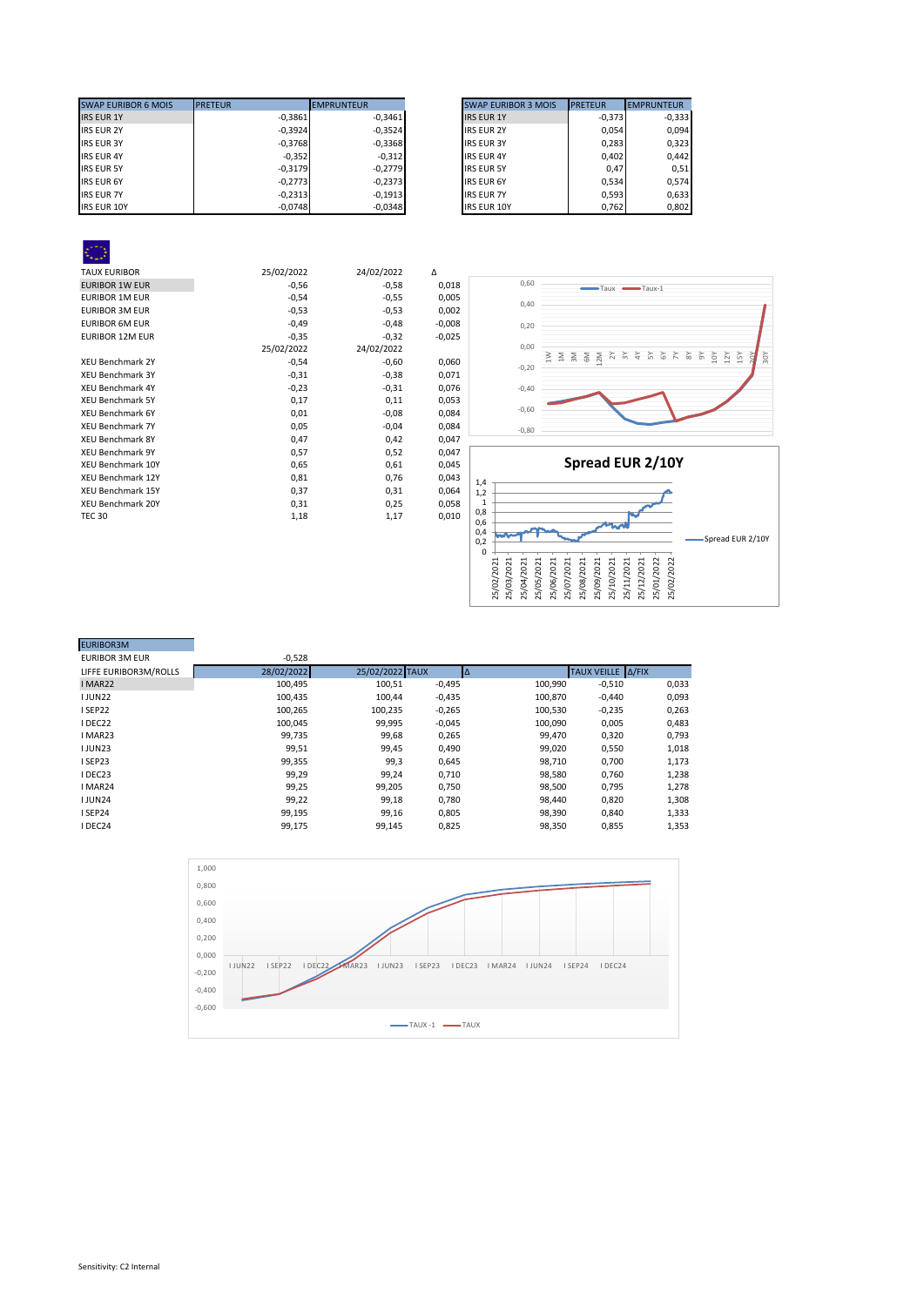| SWAP EURIBOR 6 MOIS | PRETEUR | EMPRUNTEUR |
|---|---|---|
| IRS EUR 1Y | -0,3861 | -0,3461 |
| IRS EUR 2Y | -0,3924 | -0,3524 |
| IRS EUR 3Y | -0,3768 | -0,3368 |
| IRS EUR 4Y | -0,352 | -0,312 |
| IRS EUR 5Y | -0,3179 | -0,2779 |
| IRS EUR 6Y | -0,2773 | -0,2373 |
| IRS EUR 7Y | -0,2313 | -0,1913 |
| IRS EUR 10Y | -0,0748 | -0,0348 |

| SWAP EURIBOR 3 MOIS | PRETEUR | EMPRUNTEUR |
|---|---|---|
| IRS EUR 1Y | -0,373 | -0,333 |
| IRS EUR 2Y | 0,054 | 0,094 |
| IRS EUR 3Y | 0,283 | 0,323 |
| IRS EUR 4Y | 0,402 | 0,442 |
| IRS EUR 5Y | 0,47 | 0,51 |
| IRS EUR 6Y | 0,534 | 0,574 |
| IRS EUR 7Y | 0,593 | 0,633 |
| IRS EUR 10Y | 0,762 | 0,802 |

| TAUX EURIBOR | 25/02/2022 | 24/02/2022 | Δ |
|---|---|---|---|
| EURIBOR 1W EUR | -0,56 | -0,58 | 0,018 |
| EURIBOR 1M EUR | -0,54 | -0,55 | 0,005 |
| EURIBOR 3M EUR | -0,53 | -0,53 | 0,002 |
| EURIBOR 6M EUR | -0,49 | -0,48 | -0,008 |
| EURIBOR 12M EUR | -0,35 | -0,32 | -0,025 |
| | 25/02/2022 | 24/02/2022 | |
| XEU Benchmark 2Y | -0,54 | -0,60 | 0,060 |
| XEU Benchmark 3Y | -0,31 | -0,38 | 0,071 |
| XEU Benchmark 4Y | -0,23 | -0,31 | 0,076 |
| XEU Benchmark 5Y | 0,17 | 0,11 | 0,053 |
| XEU Benchmark 6Y | 0,01 | -0,08 | 0,084 |
| XEU Benchmark 7Y | 0,05 | -0,04 | 0,084 |
| XEU Benchmark 8Y | 0,47 | 0,42 | 0,047 |
| XEU Benchmark 9Y | 0,57 | 0,52 | 0,047 |
| XEU Benchmark 10Y | 0,65 | 0,61 | 0,045 |
| XEU Benchmark 12Y | 0,81 | 0,76 | 0,043 |
| XEU Benchmark 15Y | 0,37 | 0,31 | 0,064 |
| XEU Benchmark 20Y | 0,31 | 0,25 | 0,058 |
| TEC 30 | 1,18 | 1,17 | 0,010 |

**Spread EUR 2/10Y**

| EURIBOR3M | | | | | | |
|---|---|---|---|---|---|---|
| EURIBOR 3M EUR | -0,528 | | | | | |
| LIFFE EURIBOR3M/ROLLS | 28/02/2022 | 25/02/2022 | TAUX | Δ | TAUX VEILLE | Δ/FIX |
| I MAR22 | 100,495 | 100,51 | -0,495 | 100,990 | -0,510 | 0,033 |
| I JUN22 | 100,435 | 100,44 | -0,435 | 100,870 | -0,440 | 0,093 |
| I SEP22 | 100,265 | 100,235 | -0,265 | 100,530 | -0,235 | 0,263 |
| I DEC22 | 100,045 | 99,995 | -0,045 | 100,090 | 0,005 | 0,483 |
| I MAR23 | 99,735 | 99,68 | 0,265 | 99,470 | 0,320 | 0,793 |
| I JUN23 | 99,51 | 99,45 | 0,490 | 99,020 | 0,550 | 1,018 |
| I SEP23 | 99,355 | 99,3 | 0,645 | 98,710 | 0,700 | 1,173 |
| I DEC23 | 99,29 | 99,24 | 0,710 | 98,580 | 0,760 | 1,238 |
| I MAR24 | 99,25 | 99,205 | 0,750 | 98,500 | 0,795 | 1,278 |
| I JUN24 | 99,22 | 99,18 | 0,780 | 98,440 | 0,820 | 1,308 |
| I SEP24 | 99,195 | 99,16 | 0,805 | 98,390 | 0,840 | 1,333 |
| I DEC24 | 99,175 | 99,145 | 0,825 | 98,350 | 0,855 | 1,353 |

Sensitivity: C2 Internal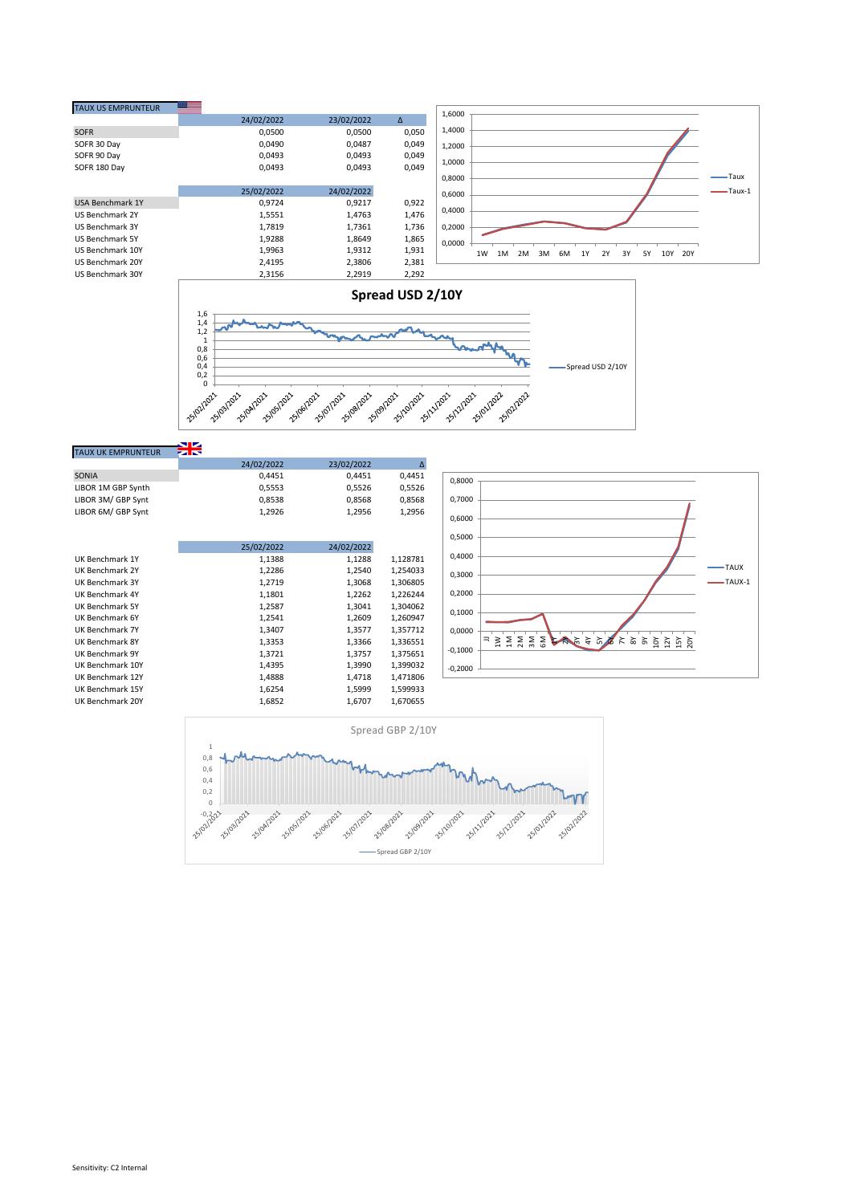| TAUX US EMPRUNTEUR | 24/02/2022 | 23/02/2022 | Δ |
|---|---|---|---|
| SOFR | 0,0500 | 0,0500 | 0,050 |
| SOFR 30 Day | 0,0490 | 0,0487 | 0,049 |
| SOFR 90 Day | 0,0493 | 0,0493 | 0,049 |
| SOFR 180 Day | 0,0493 | 0,0493 | 0,049 |

| | 25/02/2022 | 24/02/2022 | |
|---|---|---|---|
| USA Benchmark 1Y | 0,9724 | 0,9217 | 0,922 |
| US Benchmark 2Y | 1,5551 | 1,4763 | 1,476 |
| US Benchmark 3Y | 1,7819 | 1,7361 | 1,736 |
| US Benchmark 5Y | 1,9288 | 1,8649 | 1,865 |
| US Benchmark 10Y | 1,9963 | 1,9312 | 1,931 |
| US Benchmark 20Y | 2,4195 | 2,3806 | 2,381 |
| US Benchmark 30Y | 2,3156 | 2,2919 | 2,292 |

1,6000
1,4000
1,2000
1,0000
0,8000
0,6000
0,4000
0,2000
0,0000
1W 1M 2M 3M 6M 1Y 2Y 3Y 5Y 10Y 20Y
Taux
Taux-1

**Spread USD 2/10Y**

1,6
1,4
1,2
1
0,8
0,6
0,4
0,2
0
25/02/2021 25/03/2021 25/04/2021 25/05/2021 25/06/2021 25/07/2021 25/08/2021 25/09/2021 25/10/2021 25/11/2021 25/12/2021 25/01/2022 25/02/2022
Spread USD 2/10Y

| TAUX UK EMPRUNTEUR | 24/02/2022 | 23/02/2022 | Δ |
|---|---|---|---|
| SONIA | 0,4451 | 0,4451 | 0,4451 |
| LIBOR 1M GBP Synth | 0,5553 | 0,5526 | 0,5526 |
| LIBOR 3M/ GBP Synt | 0,8538 | 0,8568 | 0,8568 |
| LIBOR 6M/ GBP Synt | 1,2926 | 1,2956 | 1,2956 |

| | 25/02/2022 | 24/02/2022 | |
|---|---|---|---|
| UK Benchmark 1Y | 1,1388 | 1,1288 | 1,128781 |
| UK Benchmark 2Y | 1,2286 | 1,2540 | 1,254033 |
| UK Benchmark 3Y | 1,2719 | 1,3068 | 1,306805 |
| UK Benchmark 4Y | 1,1801 | 1,2262 | 1,226244 |
| UK Benchmark 5Y | 1,2587 | 1,3041 | 1,304062 |
| UK Benchmark 6Y | 1,2541 | 1,2609 | 1,260947 |
| UK Benchmark 7Y | 1,3407 | 1,3577 | 1,357712 |
| UK Benchmark 8Y | 1,3353 | 1,3366 | 1,336551 |
| UK Benchmark 9Y | 1,3721 | 1,3757 | 1,375651 |
| UK Benchmark 10Y | 1,4395 | 1,3990 | 1,399032 |
| UK Benchmark 12Y | 1,4888 | 1,4718 | 1,471806 |
| UK Benchmark 15Y | 1,6254 | 1,5999 | 1,599933 |
| UK Benchmark 20Y | 1,6852 | 1,6707 | 1,670655 |

0,8000
0,7000
0,6000
0,5000
0,4000
0,3000
0,2000
0,1000
0,0000
-0,1000
-0,2000
JJ 1W 1M 2M 3M 6M 1Y 2Y 3Y 4Y 5Y 6Y 7Y 8Y 9Y 10Y 12Y 15Y 20Y
TAUX
TAUX-1

Spread GBP 2/10Y

1
0,8
0,6
0,4
0,2
0
-0,2
25/02/2021 25/03/2021 25/04/2021 25/05/2021 25/06/2021 25/07/2021 25/08/2021 25/09/2021 25/10/2021 25/11/2021 25/12/2021 25/01/2022 25/02/2022
Spread GBP 2/10Y

Sensitivity: C2 Internal